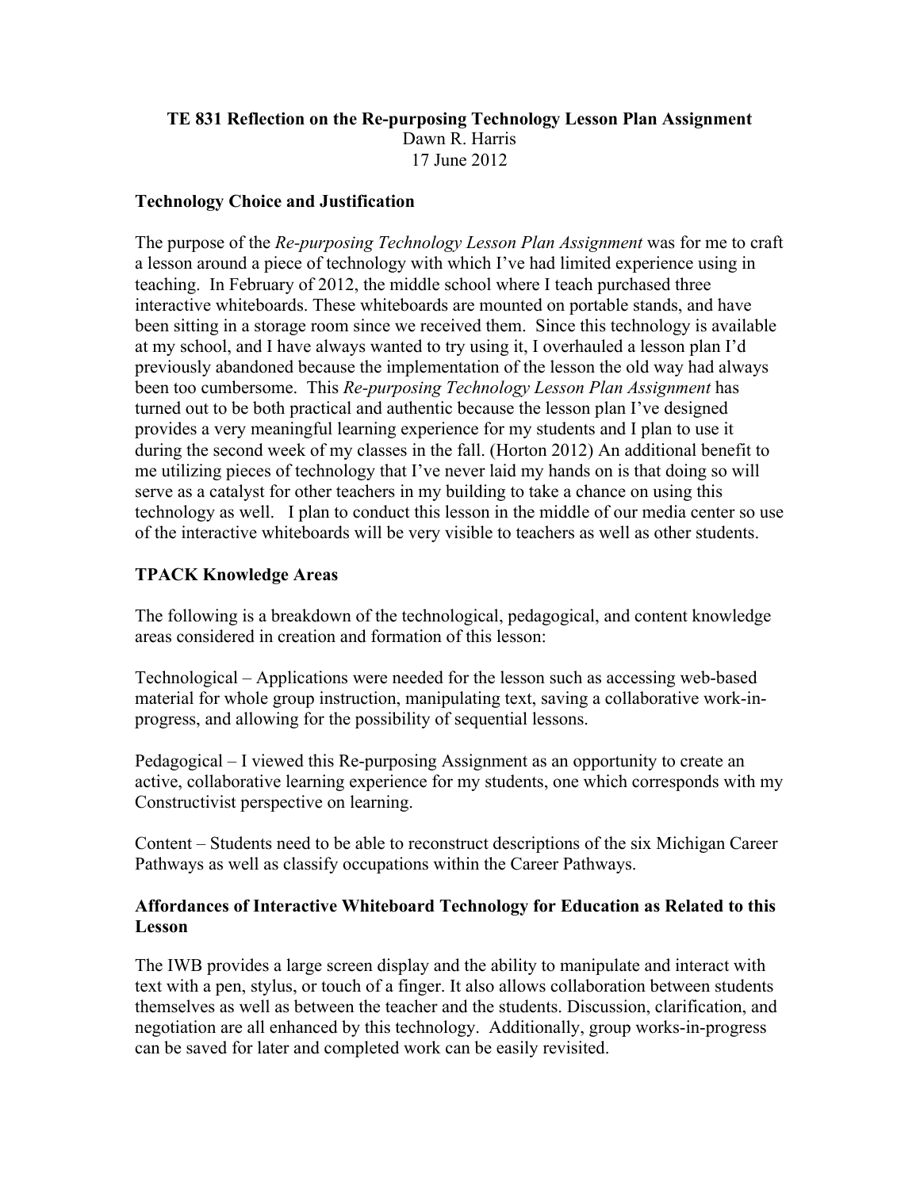**TE 831 Reflection on the Re-purposing Technology Lesson Plan Assignment**

Dawn R. Harris

17 June 2012

### Technology Choice and Justification

The purpose of the *Re-purposing Technology Lesson Plan Assignment* was for me to craft a lesson around a piece of technology with which I've had limited experience using in teaching. In February of 2012, the middle school where I teach purchased three interactive whiteboards. These whiteboards are mounted on portable stands, and have been sitting in a storage room since we received them. Since this technology is available at my school, and I have always wanted to try using it, I overhauled a lesson plan I'd previously abandoned because the implementation of the lesson the old way had always been too cumbersome. This *Re-purposing Technology Lesson Plan Assignment* has turned out to be both practical and authentic because the lesson plan I've designed provides a very meaningful learning experience for my students and I plan to use it during the second week of my classes in the fall. (Horton 2012) An additional benefit to me utilizing pieces of technology that I've never laid my hands on is that doing so will serve as a catalyst for other teachers in my building to take a chance on using this technology as well. I plan to conduct this lesson in the middle of our media center so use of the interactive whiteboards will be very visible to teachers as well as other students.

### TPACK Knowledge Areas

The following is a breakdown of the technological, pedagogical, and content knowledge areas considered in creation and formation of this lesson:

Technological – Applications were needed for the lesson such as accessing web-based material for whole group instruction, manipulating text, saving a collaborative work-in-progress, and allowing for the possibility of sequential lessons.

Pedagogical – I viewed this Re-purposing Assignment as an opportunity to create an active, collaborative learning experience for my students, one which corresponds with my Constructivist perspective on learning.

Content – Students need to be able to reconstruct descriptions of the six Michigan Career Pathways as well as classify occupations within the Career Pathways.

### Affordances of Interactive Whiteboard Technology for Education as Related to this Lesson

The IWB provides a large screen display and the ability to manipulate and interact with text with a pen, stylus, or touch of a finger. It also allows collaboration between students themselves as well as between the teacher and the students. Discussion, clarification, and negotiation are all enhanced by this technology. Additionally, group works-in-progress can be saved for later and completed work can be easily revisited.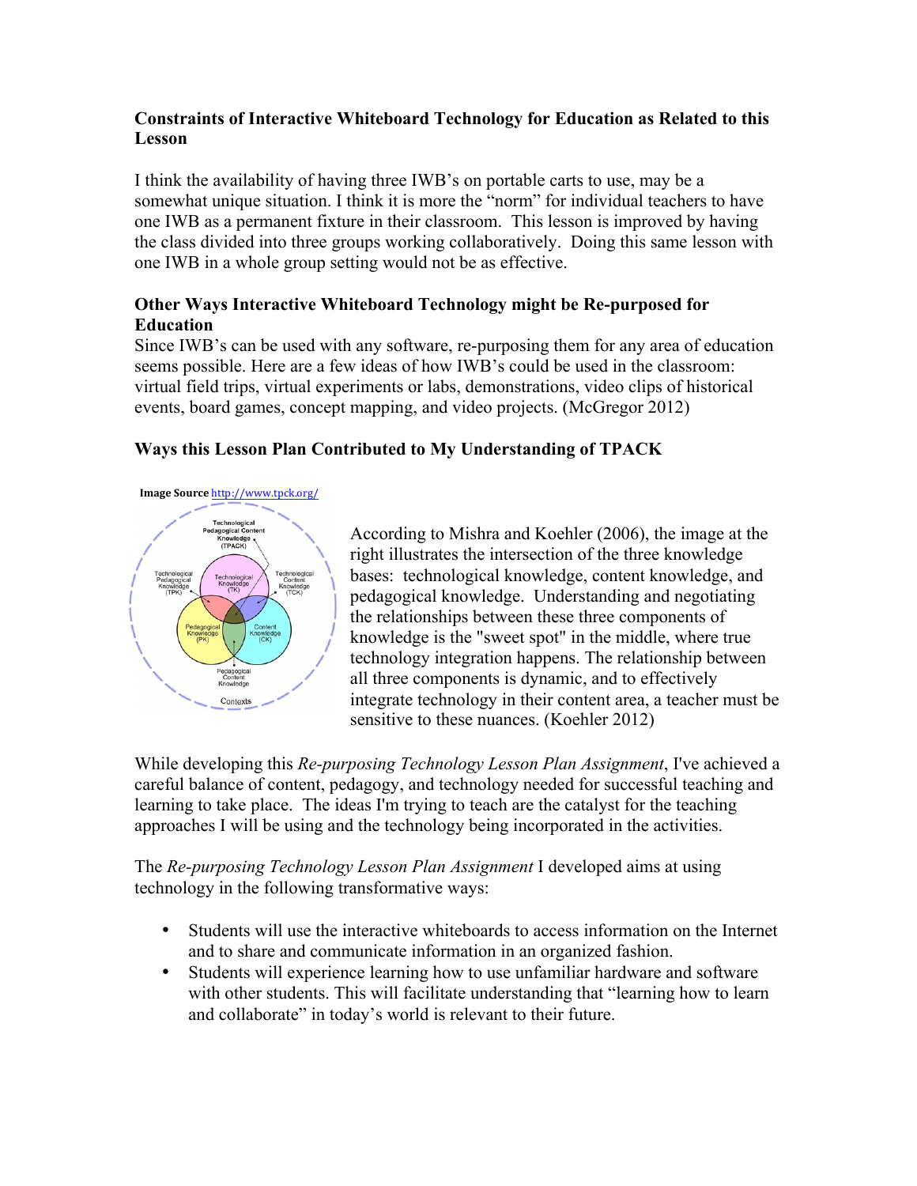### Constraints of Interactive Whiteboard Technology for Education as Related to this Lesson

I think the availability of having three IWB's on portable carts to use, may be a somewhat unique situation. I think it is more the "norm" for individual teachers to have one IWB as a permanent fixture in their classroom. This lesson is improved by having the class divided into three groups working collaboratively. Doing this same lesson with one IWB in a whole group setting would not be as effective.

### Other Ways Interactive Whiteboard Technology might be Re-purposed for Education

Since IWB's can be used with any software, re-purposing them for any area of education seems possible. Here are a few ideas of how IWB's could be used in the classroom: virtual field trips, virtual experiments or labs, demonstrations, video clips of historical events, board games, concept mapping, and video projects. (McGregor 2012)

### Ways this Lesson Plan Contributed to My Understanding of TPACK

**Image Source** http://www.tpck.org/

According to Mishra and Koehler (2006), the image at the right illustrates the intersection of the three knowledge bases: technological knowledge, content knowledge, and pedagogical knowledge. Understanding and negotiating the relationships between these three components of knowledge is the "sweet spot" in the middle, where true technology integration happens. The relationship between all three components is dynamic, and to effectively integrate technology in their content area, a teacher must be sensitive to these nuances. (Koehler 2012)

While developing this *Re-purposing Technology Lesson Plan Assignment*, I've achieved a careful balance of content, pedagogy, and technology needed for successful teaching and learning to take place. The ideas I'm trying to teach are the catalyst for the teaching approaches I will be using and the technology being incorporated in the activities.

The *Re-purposing Technology Lesson Plan Assignment* I developed aims at using technology in the following transformative ways:

- Students will use the interactive whiteboards to access information on the Internet and to share and communicate information in an organized fashion.
- Students will experience learning how to use unfamiliar hardware and software with other students. This will facilitate understanding that "learning how to learn and collaborate" in today's world is relevant to their future.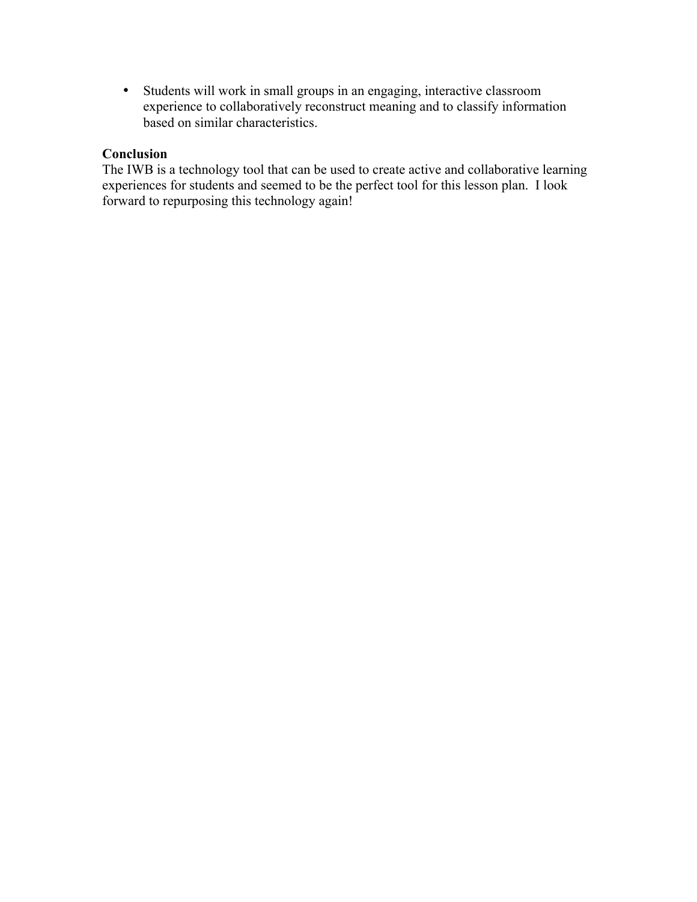- Students will work in small groups in an engaging, interactive classroom experience to collaboratively reconstruct meaning and to classify information based on similar characteristics.

**Conclusion**

The IWB is a technology tool that can be used to create active and collaborative learning experiences for students and seemed to be the perfect tool for this lesson plan. I look forward to repurposing this technology again!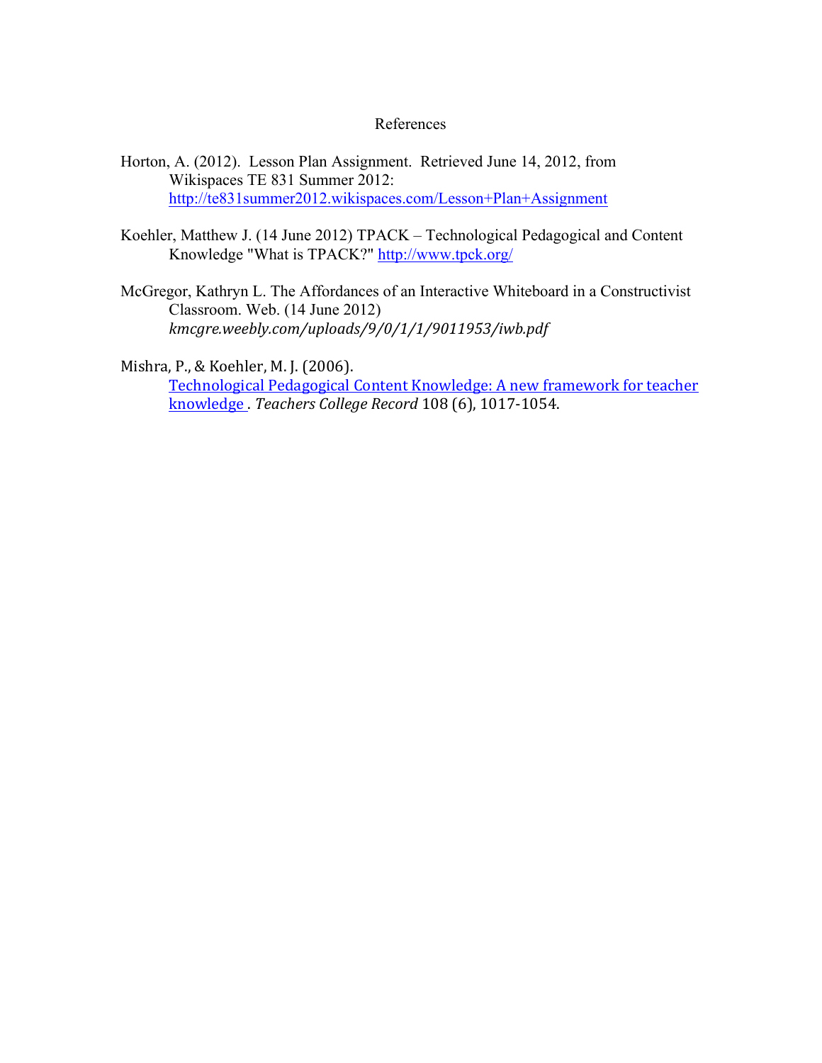# References

Horton, A. (2012). Lesson Plan Assignment. Retrieved June 14, 2012, from Wikispaces TE 831 Summer 2012: http://te831summer2012.wikispaces.com/Lesson+Plan+Assignment

Koehler, Matthew J. (14 June 2012) TPACK – Technological Pedagogical and Content Knowledge "What is TPACK?" http://www.tpck.org/

McGregor, Kathryn L. The Affordances of an Interactive Whiteboard in a Constructivist Classroom. Web. (14 June 2012) *kmcgre.weebly.com/uploads/9/0/1/1/9011953/iwb.pdf*

Mishra, P., & Koehler, M. J. (2006). Technological Pedagogical Content Knowledge: A new framework for teacher knowledge . *Teachers College Record* 108 (6), 1017-1054.